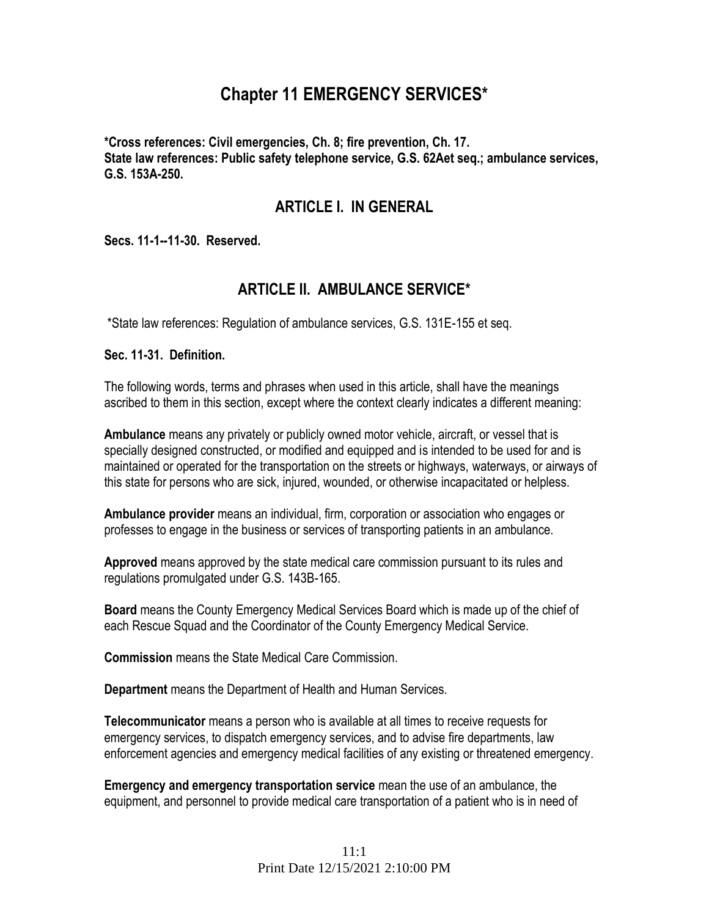# Chapter 11 EMERGENCY SERVICES*

**\*Cross references: Civil emergencies, Ch. 8; fire prevention, Ch. 17.**
**State law references: Public safety telephone service, G.S. 62Aet seq.; ambulance services, G.S. 153A-250.**

## ARTICLE I. IN GENERAL

**Secs. 11-1--11-30. Reserved.**

## ARTICLE II. AMBULANCE SERVICE*

*State law references: Regulation of ambulance services, G.S. 131E-155 et seq.

**Sec. 11-31. Definition.**

The following words, terms and phrases when used in this article, shall have the meanings ascribed to them in this section, except where the context clearly indicates a different meaning:

**Ambulance** means any privately or publicly owned motor vehicle, aircraft, or vessel that is specially designed constructed, or modified and equipped and is intended to be used for and is maintained or operated for the transportation on the streets or highways, waterways, or airways of this state for persons who are sick, injured, wounded, or otherwise incapacitated or helpless.

**Ambulance provider** means an individual, firm, corporation or association who engages or professes to engage in the business or services of transporting patients in an ambulance.

**Approved** means approved by the state medical care commission pursuant to its rules and regulations promulgated under G.S. 143B-165.

**Board** means the County Emergency Medical Services Board which is made up of the chief of each Rescue Squad and the Coordinator of the County Emergency Medical Service.

**Commission** means the State Medical Care Commission.

**Department** means the Department of Health and Human Services.

**Telecommunicator** means a person who is available at all times to receive requests for emergency services, to dispatch emergency services, and to advise fire departments, law enforcement agencies and emergency medical facilities of any existing or threatened emergency.

**Emergency and emergency transportation service** mean the use of an ambulance, the equipment, and personnel to provide medical care transportation of a patient who is in need of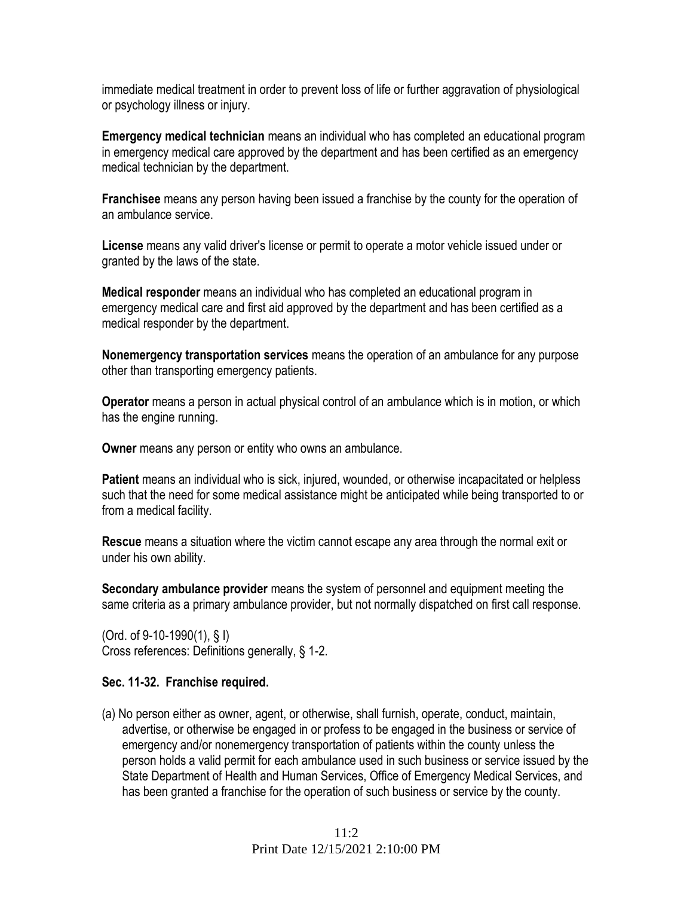immediate medical treatment in order to prevent loss of life or further aggravation of physiological or psychology illness or injury.

**Emergency medical technician** means an individual who has completed an educational program in emergency medical care approved by the department and has been certified as an emergency medical technician by the department.

**Franchisee** means any person having been issued a franchise by the county for the operation of an ambulance service.

**License** means any valid driver's license or permit to operate a motor vehicle issued under or granted by the laws of the state.

**Medical responder** means an individual who has completed an educational program in emergency medical care and first aid approved by the department and has been certified as a medical responder by the department.

**Nonemergency transportation services** means the operation of an ambulance for any purpose other than transporting emergency patients.

**Operator** means a person in actual physical control of an ambulance which is in motion, or which has the engine running.

**Owner** means any person or entity who owns an ambulance.

**Patient** means an individual who is sick, injured, wounded, or otherwise incapacitated or helpless such that the need for some medical assistance might be anticipated while being transported to or from a medical facility.

**Rescue** means a situation where the victim cannot escape any area through the normal exit or under his own ability.

**Secondary ambulance provider** means the system of personnel and equipment meeting the same criteria as a primary ambulance provider, but not normally dispatched on first call response.

(Ord. of 9-10-1990(1), § I)
Cross references: Definitions generally, § 1-2.

### Sec. 11-32. Franchise required.

(a) No person either as owner, agent, or otherwise, shall furnish, operate, conduct, maintain, advertise, or otherwise be engaged in or profess to be engaged in the business or service of emergency and/or nonemergency transportation of patients within the county unless the person holds a valid permit for each ambulance used in such business or service issued by the State Department of Health and Human Services, Office of Emergency Medical Services, and has been granted a franchise for the operation of such business or service by the county.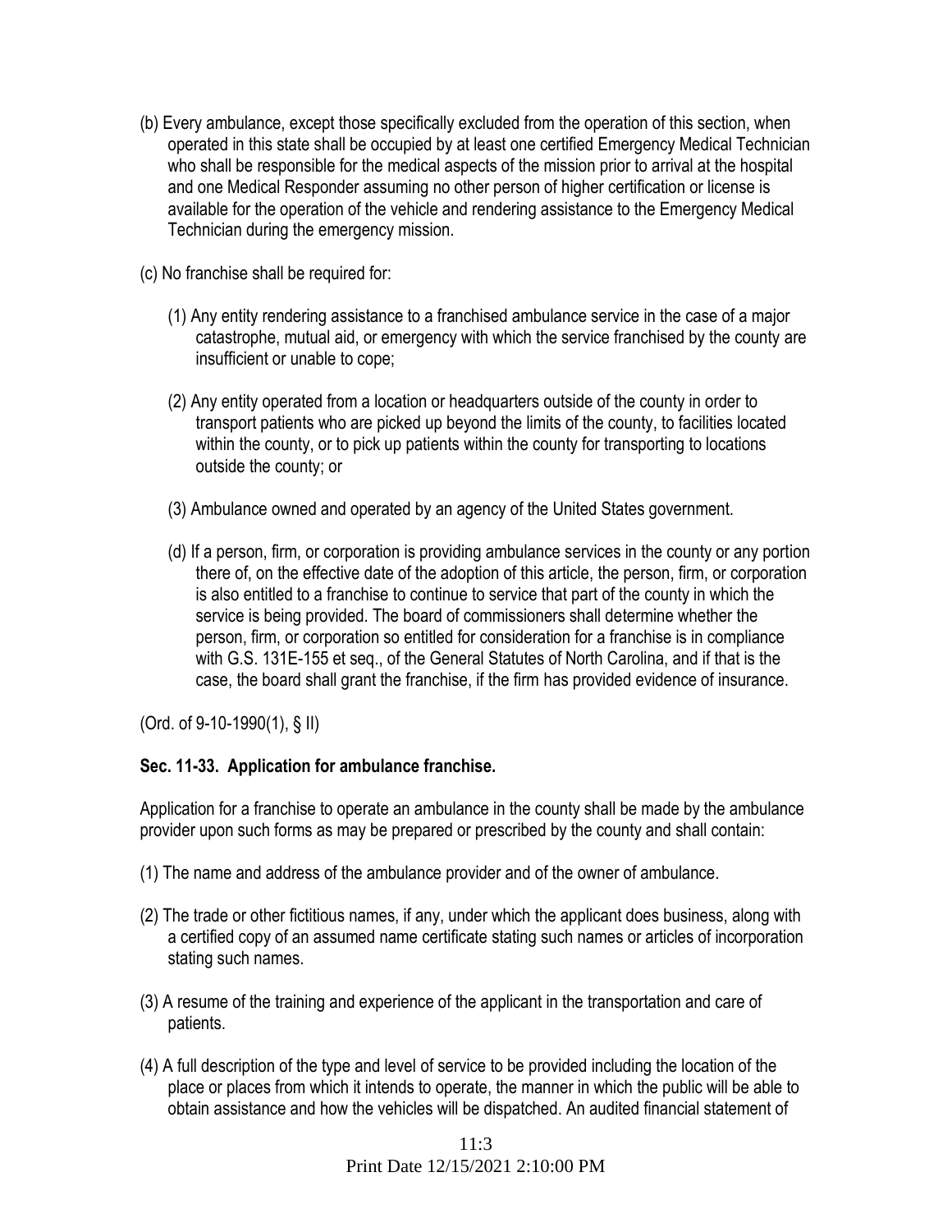(b) Every ambulance, except those specifically excluded from the operation of this section, when operated in this state shall be occupied by at least one certified Emergency Medical Technician who shall be responsible for the medical aspects of the mission prior to arrival at the hospital and one Medical Responder assuming no other person of higher certification or license is available for the operation of the vehicle and rendering assistance to the Emergency Medical Technician during the emergency mission.

(c) No franchise shall be required for:

(1) Any entity rendering assistance to a franchised ambulance service in the case of a major catastrophe, mutual aid, or emergency with which the service franchised by the county are insufficient or unable to cope;

(2) Any entity operated from a location or headquarters outside of the county in order to transport patients who are picked up beyond the limits of the county, to facilities located within the county, or to pick up patients within the county for transporting to locations outside the county; or

(3) Ambulance owned and operated by an agency of the United States government.

(d) If a person, firm, or corporation is providing ambulance services in the county or any portion there of, on the effective date of the adoption of this article, the person, firm, or corporation is also entitled to a franchise to continue to service that part of the county in which the service is being provided. The board of commissioners shall determine whether the person, firm, or corporation so entitled for consideration for a franchise is in compliance with G.S. 131E-155 et seq., of the General Statutes of North Carolina, and if that is the case, the board shall grant the franchise, if the firm has provided evidence of insurance.

(Ord. of 9-10-1990(1), § II)

**Sec. 11-33. Application for ambulance franchise.**

Application for a franchise to operate an ambulance in the county shall be made by the ambulance provider upon such forms as may be prepared or prescribed by the county and shall contain:

(1) The name and address of the ambulance provider and of the owner of ambulance.

(2) The trade or other fictitious names, if any, under which the applicant does business, along with a certified copy of an assumed name certificate stating such names or articles of incorporation stating such names.

(3) A resume of the training and experience of the applicant in the transportation and care of patients.

(4) A full description of the type and level of service to be provided including the location of the place or places from which it intends to operate, the manner in which the public will be able to obtain assistance and how the vehicles will be dispatched. An audited financial statement of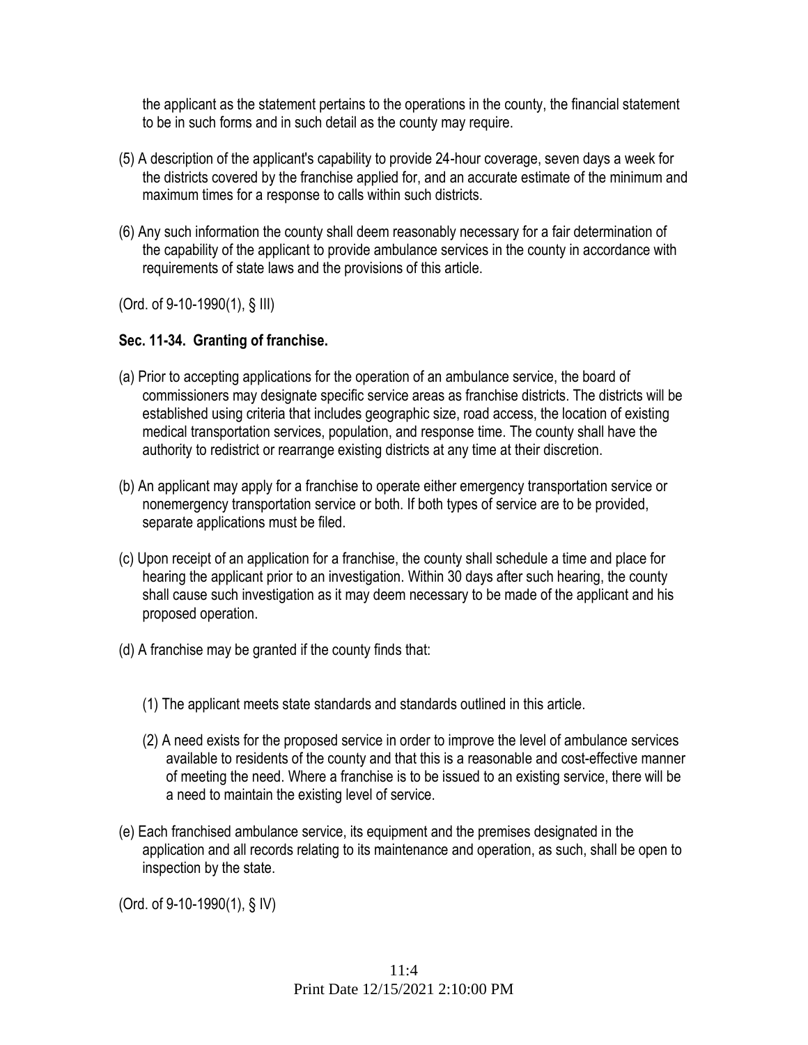the applicant as the statement pertains to the operations in the county, the financial statement to be in such forms and in such detail as the county may require.

(5) A description of the applicant's capability to provide 24-hour coverage, seven days a week for the districts covered by the franchise applied for, and an accurate estimate of the minimum and maximum times for a response to calls within such districts.

(6) Any such information the county shall deem reasonably necessary for a fair determination of the capability of the applicant to provide ambulance services in the county in accordance with requirements of state laws and the provisions of this article.

(Ord. of 9-10-1990(1), § III)

**Sec. 11-34. Granting of franchise.**

(a) Prior to accepting applications for the operation of an ambulance service, the board of commissioners may designate specific service areas as franchise districts. The districts will be established using criteria that includes geographic size, road access, the location of existing medical transportation services, population, and response time. The county shall have the authority to redistrict or rearrange existing districts at any time at their discretion.

(b) An applicant may apply for a franchise to operate either emergency transportation service or nonemergency transportation service or both. If both types of service are to be provided, separate applications must be filed.

(c) Upon receipt of an application for a franchise, the county shall schedule a time and place for hearing the applicant prior to an investigation. Within 30 days after such hearing, the county shall cause such investigation as it may deem necessary to be made of the applicant and his proposed operation.

(d) A franchise may be granted if the county finds that:

(1) The applicant meets state standards and standards outlined in this article.

(2) A need exists for the proposed service in order to improve the level of ambulance services available to residents of the county and that this is a reasonable and cost-effective manner of meeting the need. Where a franchise is to be issued to an existing service, there will be a need to maintain the existing level of service.

(e) Each franchised ambulance service, its equipment and the premises designated in the application and all records relating to its maintenance and operation, as such, shall be open to inspection by the state.

(Ord. of 9-10-1990(1), § IV)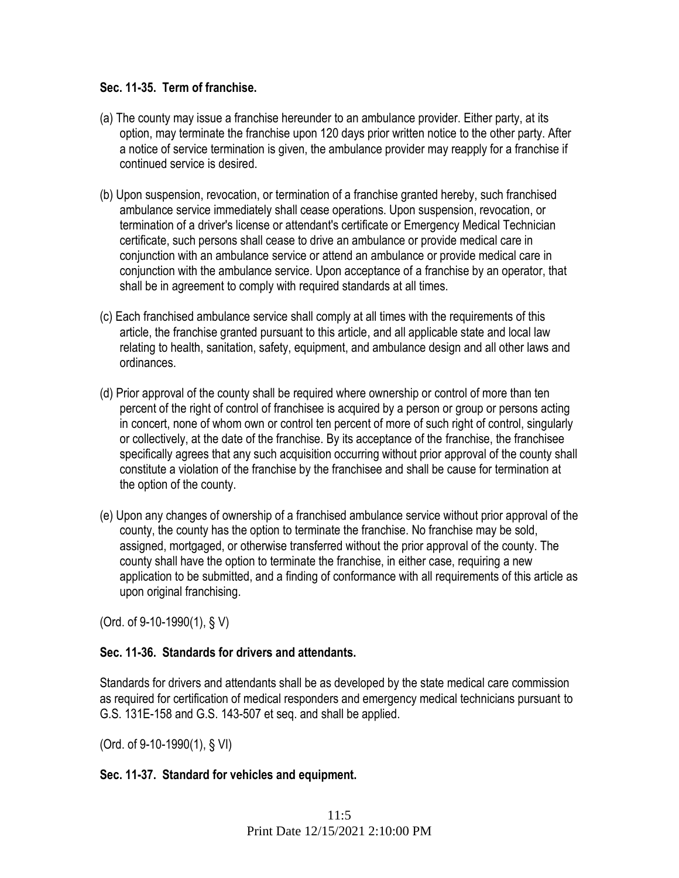**Sec. 11-35. Term of franchise.**

(a) The county may issue a franchise hereunder to an ambulance provider. Either party, at its option, may terminate the franchise upon 120 days prior written notice to the other party. After a notice of service termination is given, the ambulance provider may reapply for a franchise if continued service is desired.

(b) Upon suspension, revocation, or termination of a franchise granted hereby, such franchised ambulance service immediately shall cease operations. Upon suspension, revocation, or termination of a driver's license or attendant's certificate or Emergency Medical Technician certificate, such persons shall cease to drive an ambulance or provide medical care in conjunction with an ambulance service or attend an ambulance or provide medical care in conjunction with the ambulance service. Upon acceptance of a franchise by an operator, that shall be in agreement to comply with required standards at all times.

(c) Each franchised ambulance service shall comply at all times with the requirements of this article, the franchise granted pursuant to this article, and all applicable state and local law relating to health, sanitation, safety, equipment, and ambulance design and all other laws and ordinances.

(d) Prior approval of the county shall be required where ownership or control of more than ten percent of the right of control of franchisee is acquired by a person or group or persons acting in concert, none of whom own or control ten percent of more of such right of control, singularly or collectively, at the date of the franchise. By its acceptance of the franchise, the franchisee specifically agrees that any such acquisition occurring without prior approval of the county shall constitute a violation of the franchise by the franchisee and shall be cause for termination at the option of the county.

(e) Upon any changes of ownership of a franchised ambulance service without prior approval of the county, the county has the option to terminate the franchise. No franchise may be sold, assigned, mortgaged, or otherwise transferred without the prior approval of the county. The county shall have the option to terminate the franchise, in either case, requiring a new application to be submitted, and a finding of conformance with all requirements of this article as upon original franchising.

(Ord. of 9-10-1990(1), § V)

**Sec. 11-36. Standards for drivers and attendants.**

Standards for drivers and attendants shall be as developed by the state medical care commission as required for certification of medical responders and emergency medical technicians pursuant to G.S. 131E-158 and G.S. 143-507 et seq. and shall be applied.

(Ord. of 9-10-1990(1), § VI)

**Sec. 11-37. Standard for vehicles and equipment.**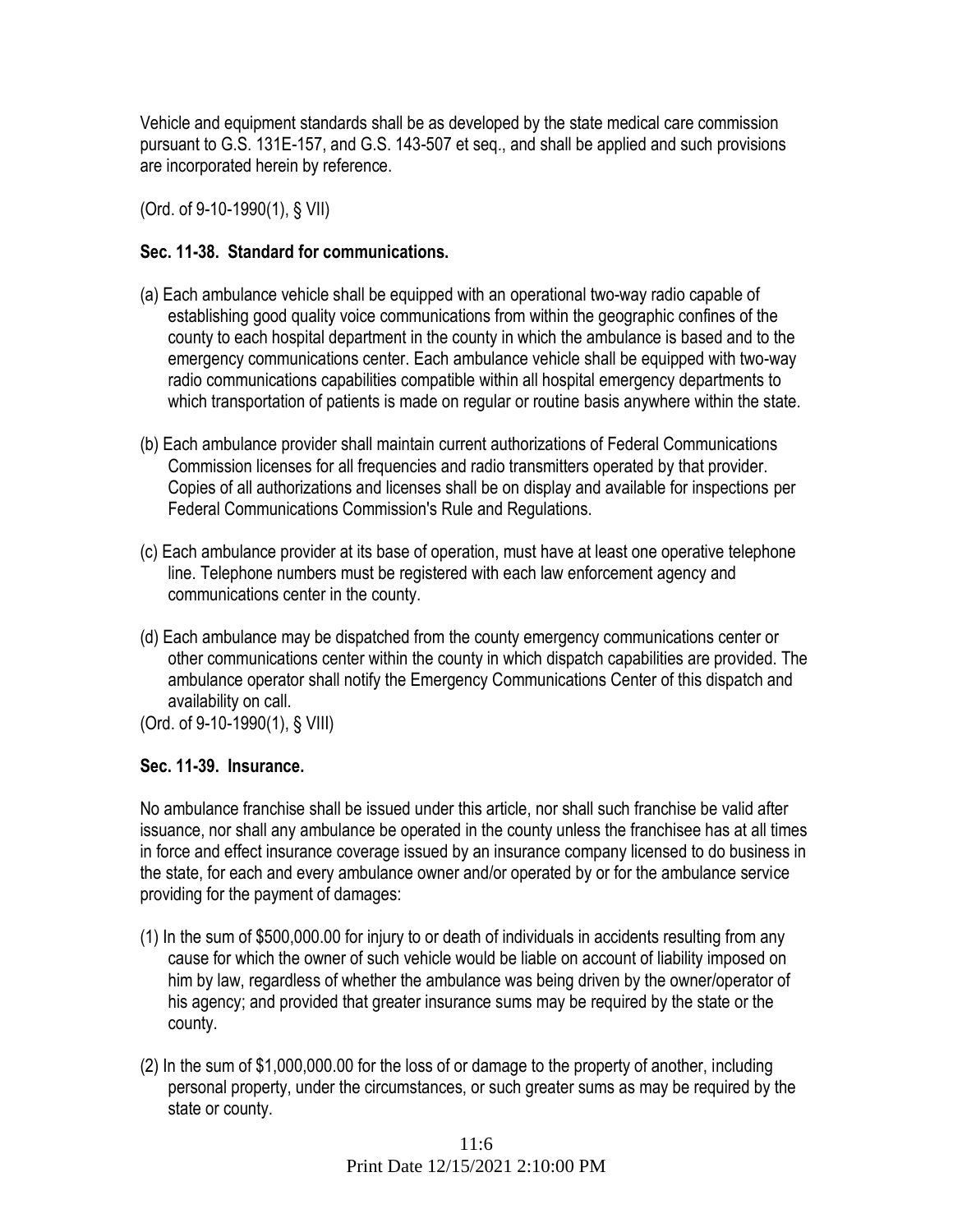Vehicle and equipment standards shall be as developed by the state medical care commission pursuant to G.S. 131E-157, and G.S. 143-507 et seq., and shall be applied and such provisions are incorporated herein by reference.

(Ord. of 9-10-1990(1), § VII)

### Sec. 11-38. Standard for communications.

(a) Each ambulance vehicle shall be equipped with an operational two-way radio capable of establishing good quality voice communications from within the geographic confines of the county to each hospital department in the county in which the ambulance is based and to the emergency communications center. Each ambulance vehicle shall be equipped with two-way radio communications capabilities compatible within all hospital emergency departments to which transportation of patients is made on regular or routine basis anywhere within the state.

(b) Each ambulance provider shall maintain current authorizations of Federal Communications Commission licenses for all frequencies and radio transmitters operated by that provider. Copies of all authorizations and licenses shall be on display and available for inspections per Federal Communications Commission's Rule and Regulations.

(c) Each ambulance provider at its base of operation, must have at least one operative telephone line. Telephone numbers must be registered with each law enforcement agency and communications center in the county.

(d) Each ambulance may be dispatched from the county emergency communications center or other communications center within the county in which dispatch capabilities are provided. The ambulance operator shall notify the Emergency Communications Center of this dispatch and availability on call.

(Ord. of 9-10-1990(1), § VIII)

### Sec. 11-39. Insurance.

No ambulance franchise shall be issued under this article, nor shall such franchise be valid after issuance, nor shall any ambulance be operated in the county unless the franchisee has at all times in force and effect insurance coverage issued by an insurance company licensed to do business in the state, for each and every ambulance owner and/or operated by or for the ambulance service providing for the payment of damages:

(1) In the sum of $500,000.00 for injury to or death of individuals in accidents resulting from any cause for which the owner of such vehicle would be liable on account of liability imposed on him by law, regardless of whether the ambulance was being driven by the owner/operator of his agency; and provided that greater insurance sums may be required by the state or the county.

(2) In the sum of $1,000,000.00 for the loss of or damage to the property of another, including personal property, under the circumstances, or such greater sums as may be required by the state or county.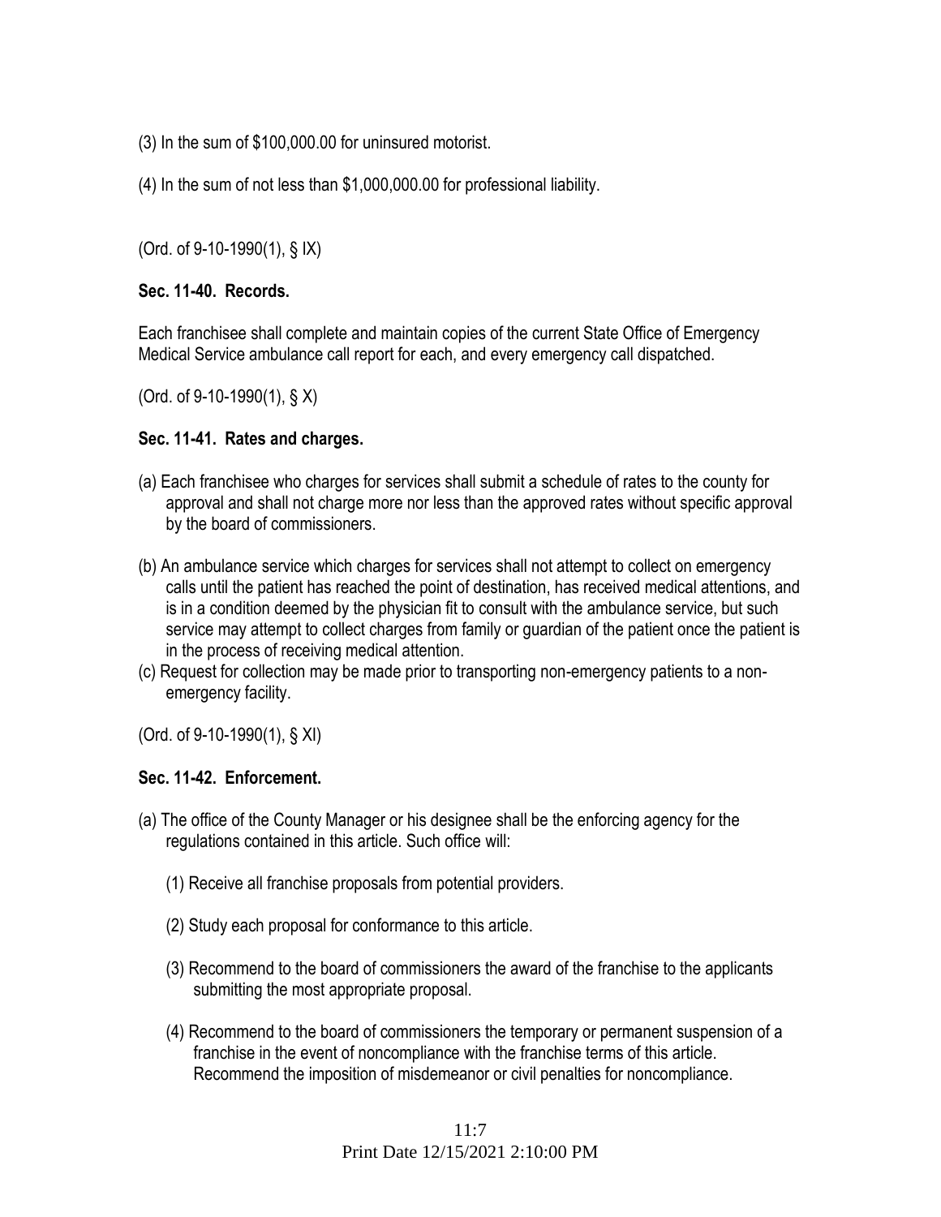(3) In the sum of $100,000.00 for uninsured motorist.

(4) In the sum of not less than $1,000,000.00 for professional liability.

(Ord. of 9-10-1990(1), § IX)

### Sec. 11-40. Records.

Each franchisee shall complete and maintain copies of the current State Office of Emergency Medical Service ambulance call report for each, and every emergency call dispatched.

(Ord. of 9-10-1990(1), § X)

### Sec. 11-41. Rates and charges.

(a) Each franchisee who charges for services shall submit a schedule of rates to the county for approval and shall not charge more nor less than the approved rates without specific approval by the board of commissioners.

(b) An ambulance service which charges for services shall not attempt to collect on emergency calls until the patient has reached the point of destination, has received medical attentions, and is in a condition deemed by the physician fit to consult with the ambulance service, but such service may attempt to collect charges from family or guardian of the patient once the patient is in the process of receiving medical attention.

(c) Request for collection may be made prior to transporting non-emergency patients to a non-emergency facility.

(Ord. of 9-10-1990(1), § XI)

### Sec. 11-42. Enforcement.

(a) The office of the County Manager or his designee shall be the enforcing agency for the regulations contained in this article. Such office will:

(1) Receive all franchise proposals from potential providers.

(2) Study each proposal for conformance to this article.

(3) Recommend to the board of commissioners the award of the franchise to the applicants submitting the most appropriate proposal.

(4) Recommend to the board of commissioners the temporary or permanent suspension of a franchise in the event of noncompliance with the franchise terms of this article. Recommend the imposition of misdemeanor or civil penalties for noncompliance.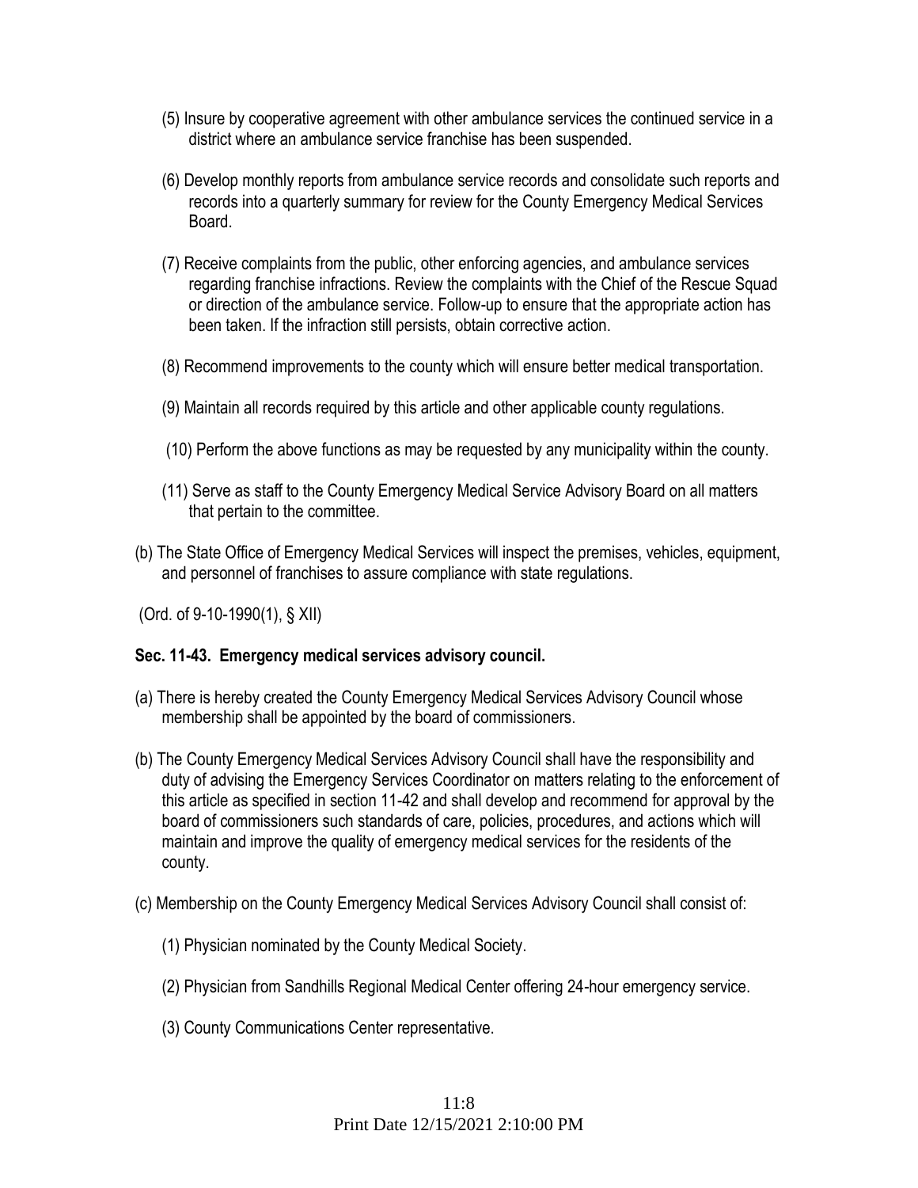(5) Insure by cooperative agreement with other ambulance services the continued service in a district where an ambulance service franchise has been suspended.

(6) Develop monthly reports from ambulance service records and consolidate such reports and records into a quarterly summary for review for the County Emergency Medical Services Board.

(7) Receive complaints from the public, other enforcing agencies, and ambulance services regarding franchise infractions. Review the complaints with the Chief of the Rescue Squad or direction of the ambulance service. Follow-up to ensure that the appropriate action has been taken. If the infraction still persists, obtain corrective action.

(8) Recommend improvements to the county which will ensure better medical transportation.

(9) Maintain all records required by this article and other applicable county regulations.

(10) Perform the above functions as may be requested by any municipality within the county.

(11) Serve as staff to the County Emergency Medical Service Advisory Board on all matters that pertain to the committee.

(b) The State Office of Emergency Medical Services will inspect the premises, vehicles, equipment, and personnel of franchises to assure compliance with state regulations.

(Ord. of 9-10-1990(1), § XII)

**Sec. 11-43. Emergency medical services advisory council.**

(a) There is hereby created the County Emergency Medical Services Advisory Council whose membership shall be appointed by the board of commissioners.

(b) The County Emergency Medical Services Advisory Council shall have the responsibility and duty of advising the Emergency Services Coordinator on matters relating to the enforcement of this article as specified in section 11-42 and shall develop and recommend for approval by the board of commissioners such standards of care, policies, procedures, and actions which will maintain and improve the quality of emergency medical services for the residents of the county.

(c) Membership on the County Emergency Medical Services Advisory Council shall consist of:

(1) Physician nominated by the County Medical Society.

(2) Physician from Sandhills Regional Medical Center offering 24-hour emergency service.

(3) County Communications Center representative.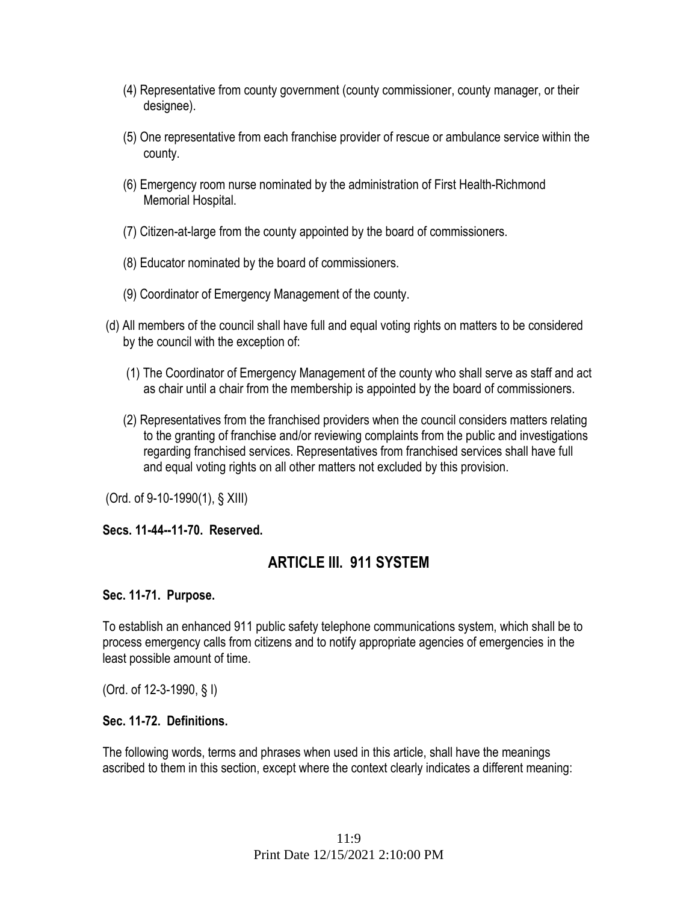(4) Representative from county government (county commissioner, county manager, or their designee).

(5) One representative from each franchise provider of rescue or ambulance service within the county.

(6) Emergency room nurse nominated by the administration of First Health-Richmond Memorial Hospital.

(7) Citizen-at-large from the county appointed by the board of commissioners.

(8) Educator nominated by the board of commissioners.

(9) Coordinator of Emergency Management of the county.

(d) All members of the council shall have full and equal voting rights on matters to be considered by the council with the exception of:

(1) The Coordinator of Emergency Management of the county who shall serve as staff and act as chair until a chair from the membership is appointed by the board of commissioners.

(2) Representatives from the franchised providers when the council considers matters relating to the granting of franchise and/or reviewing complaints from the public and investigations regarding franchised services. Representatives from franchised services shall have full and equal voting rights on all other matters not excluded by this provision.

(Ord. of 9-10-1990(1), § XIII)

**Secs. 11-44--11-70. Reserved.**

## ARTICLE III. 911 SYSTEM

**Sec. 11-71. Purpose.**

To establish an enhanced 911 public safety telephone communications system, which shall be to process emergency calls from citizens and to notify appropriate agencies of emergencies in the least possible amount of time.

(Ord. of 12-3-1990, § I)

**Sec. 11-72. Definitions.**

The following words, terms and phrases when used in this article, shall have the meanings ascribed to them in this section, except where the context clearly indicates a different meaning: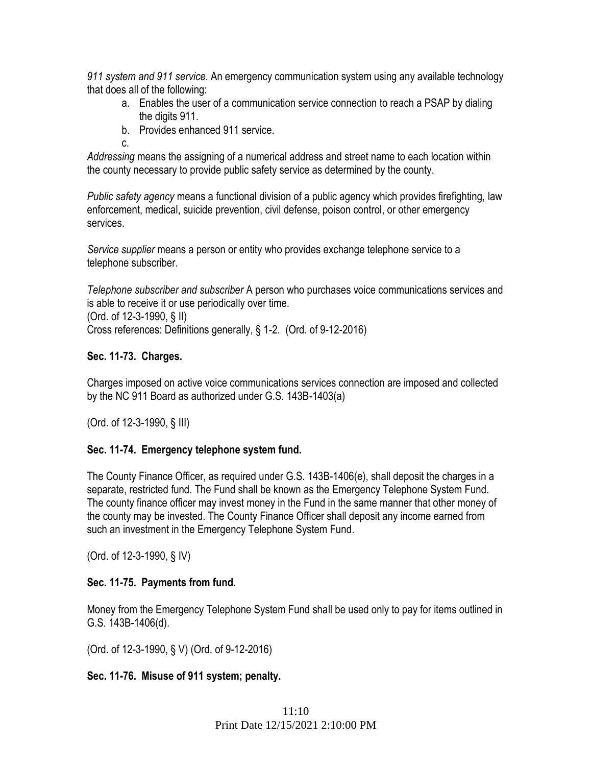*911 system and 911 service.* An emergency communication system using any available technology that does all of the following:

a. Enables the user of a communication service connection to reach a PSAP by dialing the digits 911.
b. Provides enhanced 911 service.
c.

*Addressing* means the assigning of a numerical address and street name to each location within the county necessary to provide public safety service as determined by the county.

*Public safety agency* means a functional division of a public agency which provides firefighting, law enforcement, medical, suicide prevention, civil defense, poison control, or other emergency services.

*Service supplier* means a person or entity who provides exchange telephone service to a telephone subscriber.

*Telephone subscriber and subscriber* A person who purchases voice communications services and is able to receive it or use periodically over time.
(Ord. of 12-3-1990, § II)
Cross references: Definitions generally, § 1-2. (Ord. of 9-12-2016)

**Sec. 11-73. Charges.**

Charges imposed on active voice communications services connection are imposed and collected by the NC 911 Board as authorized under G.S. 143B-1403(a)

(Ord. of 12-3-1990, § III)

**Sec. 11-74. Emergency telephone system fund.**

The County Finance Officer, as required under G.S. 143B-1406(e), shall deposit the charges in a separate, restricted fund. The Fund shall be known as the Emergency Telephone System Fund. The county finance officer may invest money in the Fund in the same manner that other money of the county may be invested. The County Finance Officer shall deposit any income earned from such an investment in the Emergency Telephone System Fund.

(Ord. of 12-3-1990, § IV)

**Sec. 11-75. Payments from fund.**

Money from the Emergency Telephone System Fund shall be used only to pay for items outlined in G.S. 143B-1406(d).

(Ord. of 12-3-1990, § V) (Ord. of 9-12-2016)

**Sec. 11-76. Misuse of 911 system; penalty.**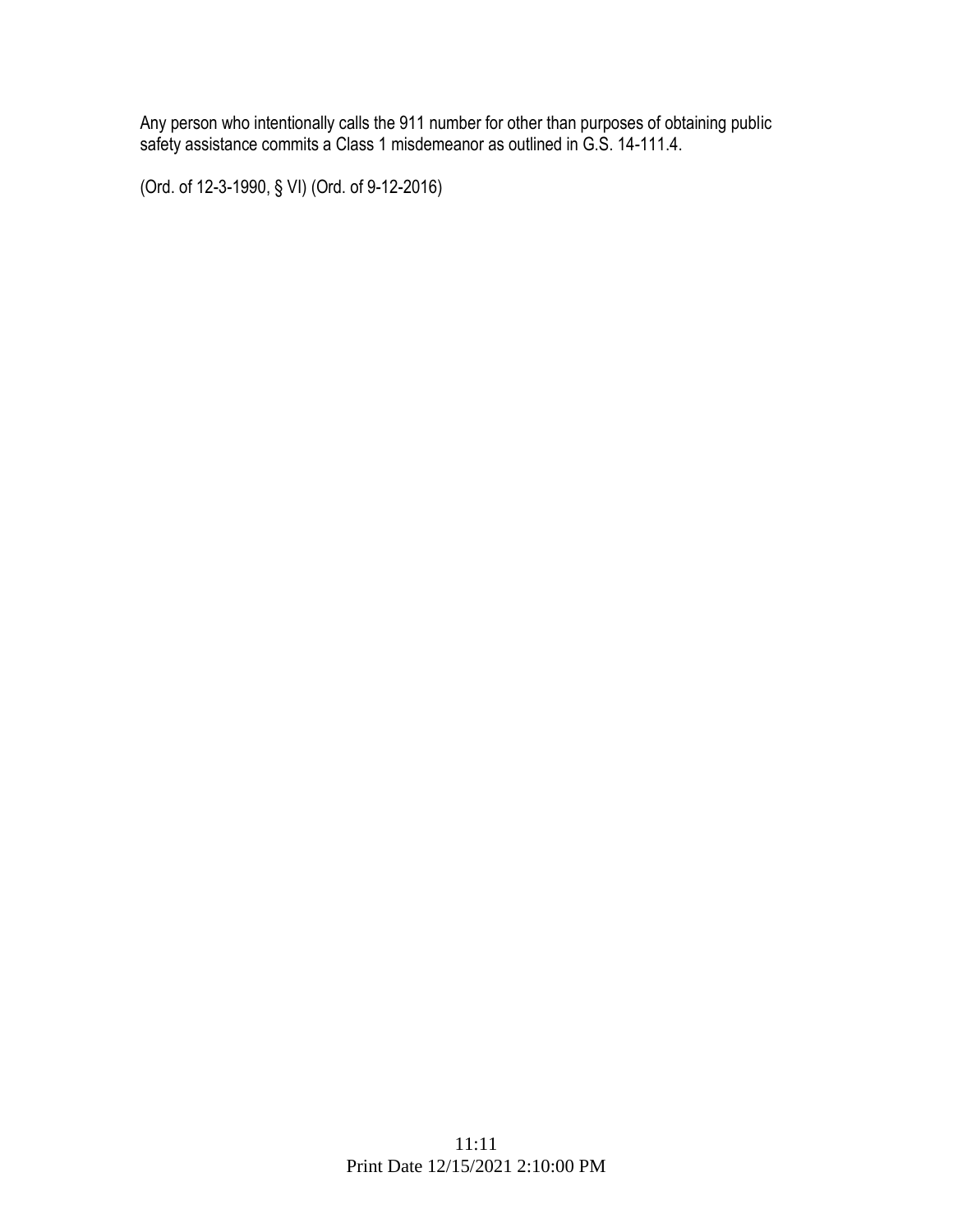Any person who intentionally calls the 911 number for other than purposes of obtaining public safety assistance commits a Class 1 misdemeanor as outlined in G.S. 14-111.4.

(Ord. of 12-3-1990, § VI) (Ord. of 9-12-2016)